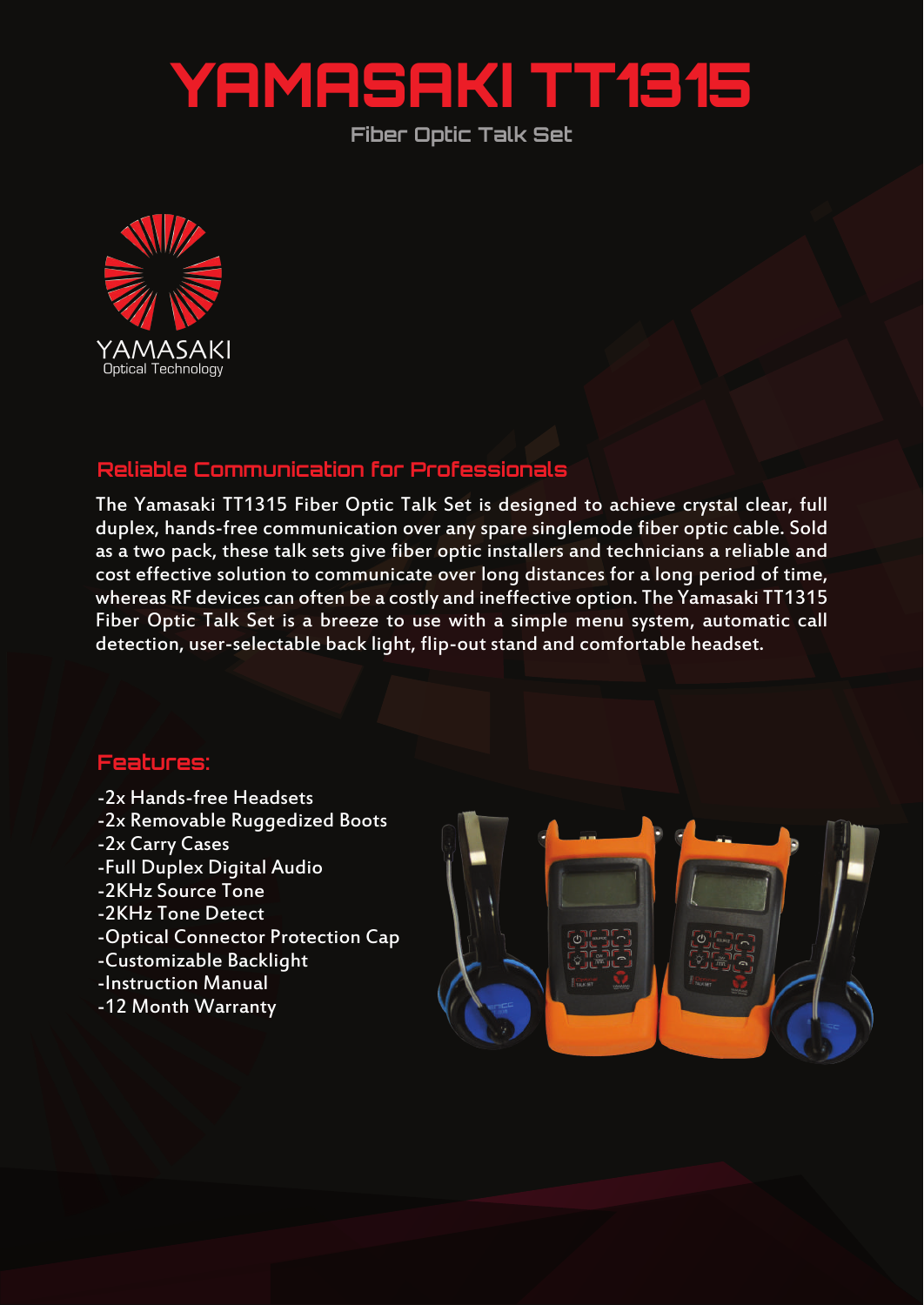# YAMASAKI TT1315

Fiber Optic Talk Set

YAMASAKI
Optical Technology

## Reliable Communication for Professionals

The Yamasaki TT1315 Fiber Optic Talk Set is designed to achieve crystal clear, full duplex, hands-free communication over any spare singlemode fiber optic cable. Sold as a two pack, these talk sets give fiber optic installers and technicians a reliable and cost effective solution to communicate over long distances for a long period of time, whereas RF devices can often be a costly and ineffective option. The Yamasaki TT1315 Fiber Optic Talk Set is a breeze to use with a simple menu system, automatic call detection, user-selectable back light, flip-out stand and comfortable headset.

## Features:

- -2x Hands-free Headsets
- -2x Removable Ruggedized Boots
- -2x Carry Cases
- -Full Duplex Digital Audio
- -2KHz Source Tone
- -2KHz Tone Detect
- -Optical Connector Protection Cap
- -Customizable Backlight
- -Instruction Manual
- -12 Month Warranty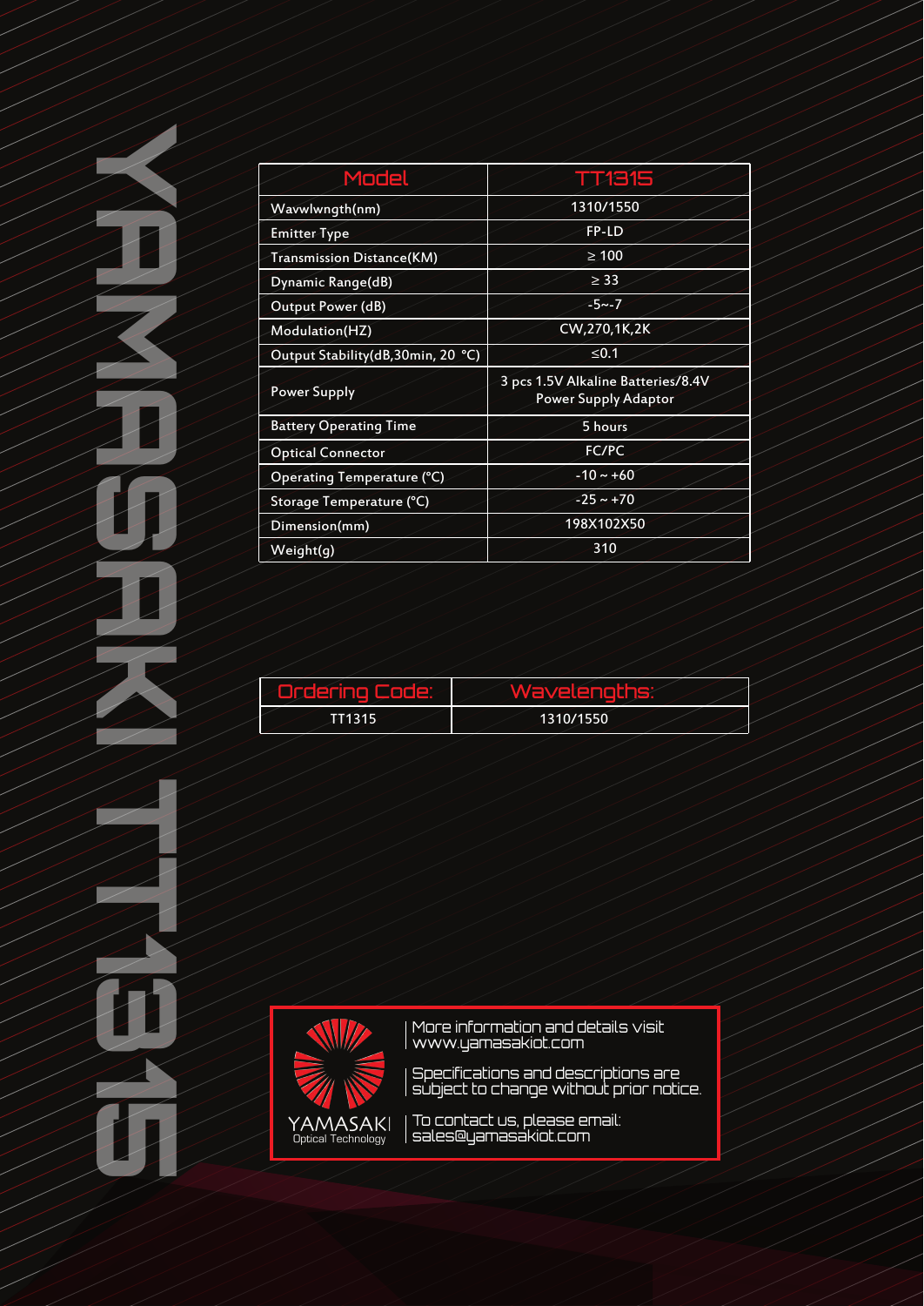YAMASAKI TT1315

| Model | TT1315 |
| --- | --- |
| Wavwlwngth(nm) | 1310/1550 |
| Emitter Type | FP-LD |
| Transmission Distance(KM) | ≥ 100 |
| Dynamic Range(dB) | ≥ 33 |
| Output Power (dB) | -5~-7 |
| Modulation(HZ) | CW,270,1K,2K |
| Output Stability(dB,30min, 20 °C) | ≤0.1 |
| Power Supply | 3 pcs 1.5V Alkaline Batteries/8.4V Power Supply Adaptor |
| Battery Operating Time | 5 hours |
| Optical Connector | FC/PC |
| Operating Temperature (°C) | -10 ~ +60 |
| Storage Temperature (°C) | -25 ~ +70 |
| Dimension(mm) | 198X102X50 |
| Weight(g) | 310 |

| Ordering Code: | Wavelengths: |
| --- | --- |
| TT1315 | 1310/1550 |

YAMASAKI
Optical Technology

More information and details visit
www.yamasakiot.com

Specifications and descriptions are subject to change without prior notice.

To contact us, please email:
sales@yamasakiot.com